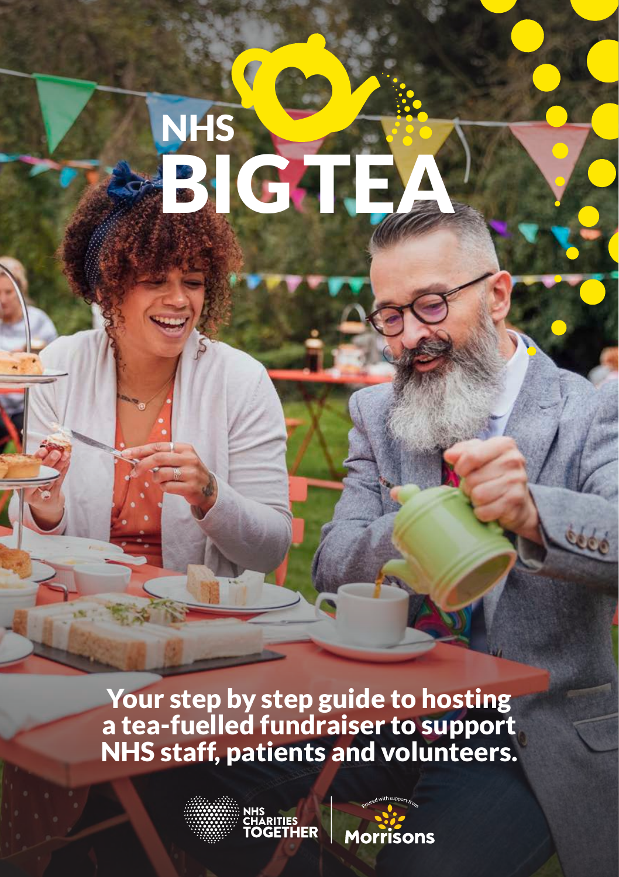# NHS BIG TEA

## Your step by step guide to hosting a tea-fuelled fundraiser to support NHS staff, patients and volunteers.

NHS CHARITIES TOGETHER

Poured with support from Morrisons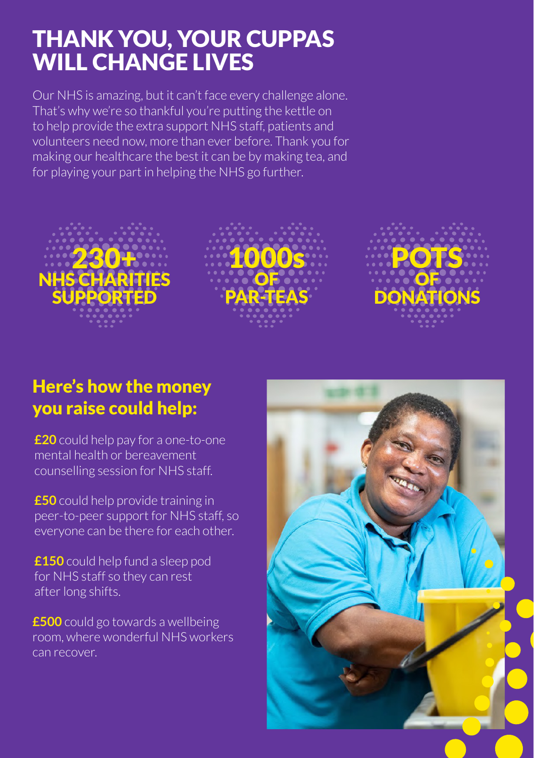# THANK YOU, YOUR CUPPAS WILL CHANGE LIVES

Our NHS is amazing, but it can't face every challenge alone. That's why we're so thankful you're putting the kettle on to help provide the extra support NHS staff, patients and volunteers need now, more than ever before. Thank you for making our healthcare the best it can be by making tea, and for playing your part in helping the NHS go further.

**230+** NHS CHARITIES SUPPORTED

**1000s** OF PAR-TEAS

**POTS** OF DONATIONS

## Here's how the money you raise could help:

**£20** could help pay for a one-to-one mental health or bereavement counselling session for NHS staff.

**£50** could help provide training in peer-to-peer support for NHS staff, so everyone can be there for each other.

**£150** could help fund a sleep pod for NHS staff so they can rest after long shifts.

**£500** could go towards a wellbeing room, where wonderful NHS workers can recover.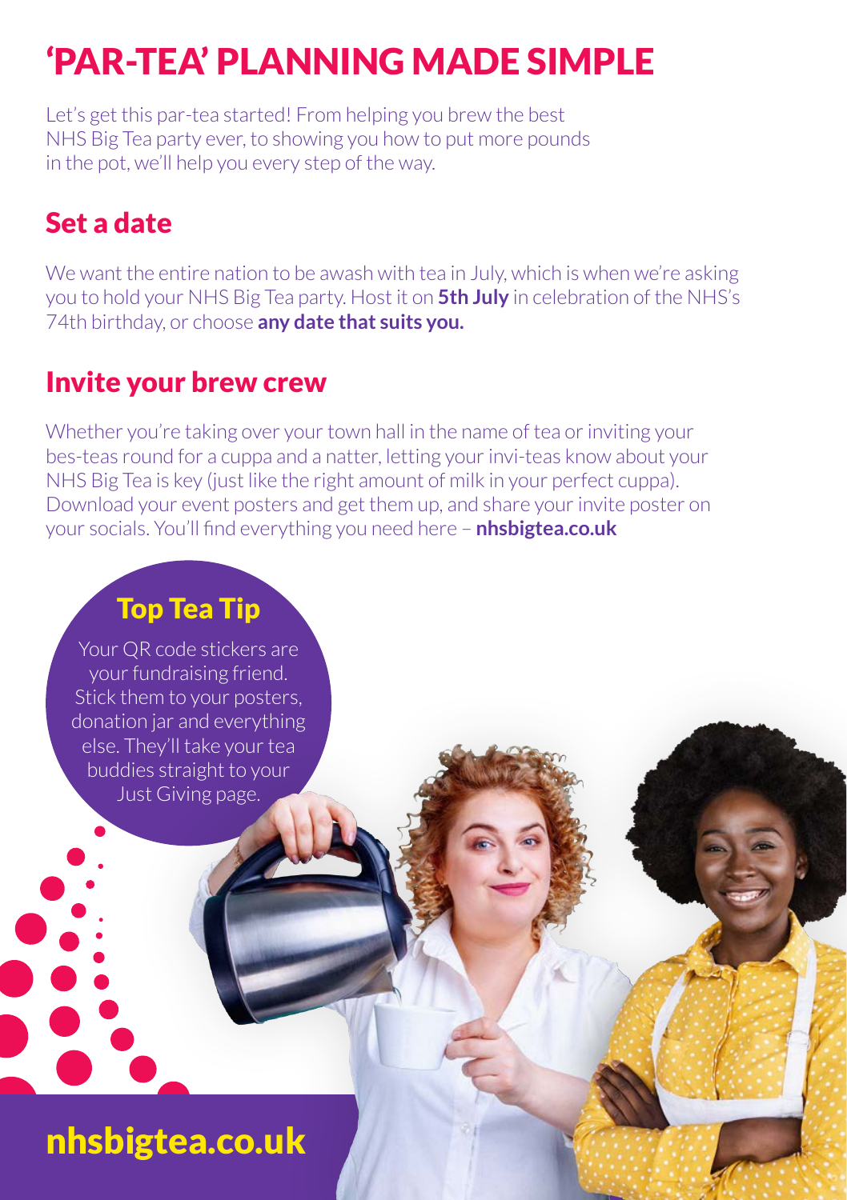# 'PAR-TEA' PLANNING MADE SIMPLE

Let's get this par-tea started! From helping you brew the best NHS Big Tea party ever, to showing you how to put more pounds in the pot, we'll help you every step of the way.

## Set a date

We want the entire nation to be awash with tea in July, which is when we're asking you to hold your NHS Big Tea party. Host it on **5th July** in celebration of the NHS's 74th birthday, or choose **any date that suits you.**

## Invite your brew crew

Whether you're taking over your town hall in the name of tea or inviting your bes-teas round for a cuppa and a natter, letting your invi-teas know about your NHS Big Tea is key (just like the right amount of milk in your perfect cuppa). Download your event posters and get them up, and share your invite poster on your socials. You'll find everything you need here – **nhsbigtea.co.uk**

### Top Tea Tip

Your QR code stickers are your fundraising friend. Stick them to your posters, donation jar and everything else. They'll take your tea buddies straight to your Just Giving page.

## nhsbigtea.co.uk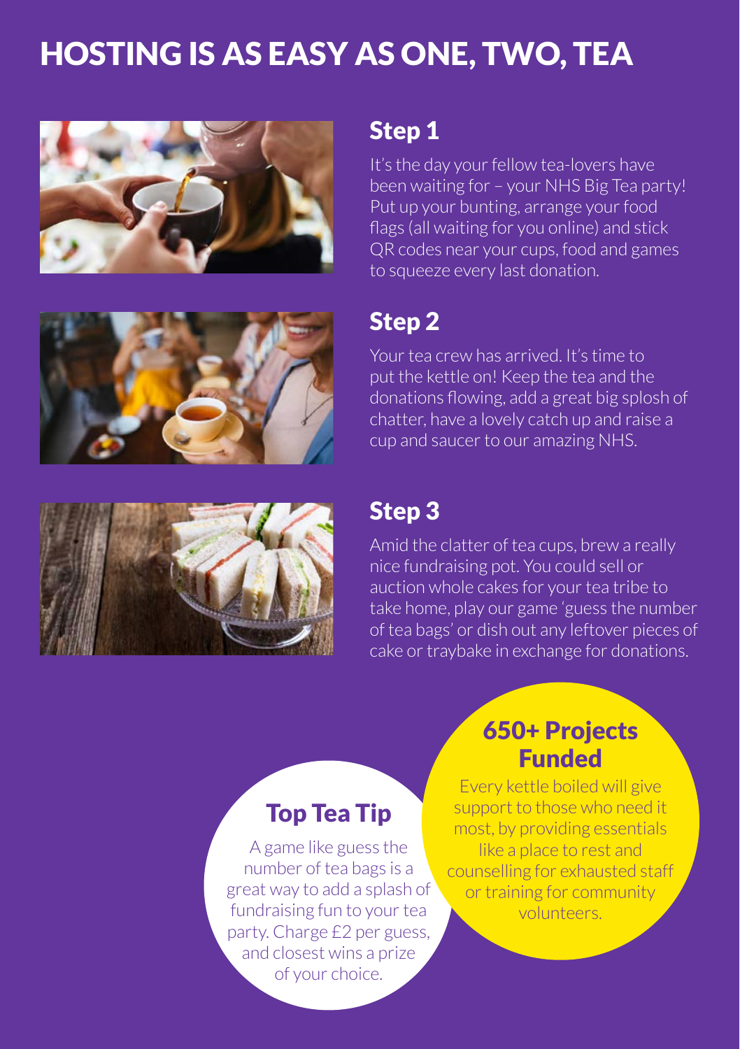# HOSTING IS AS EASY AS ONE, TWO, TEA

## Step 1

It's the day your fellow tea-lovers have been waiting for – your NHS Big Tea party! Put up your bunting, arrange your food flags (all waiting for you online) and stick QR codes near your cups, food and games to squeeze every last donation.

## Step 2

Your tea crew has arrived. It's time to put the kettle on! Keep the tea and the donations flowing, add a great big splosh of chatter, have a lovely catch up and raise a cup and saucer to our amazing NHS.

## Step 3

Amid the clatter of tea cups, brew a really nice fundraising pot. You could sell or auction whole cakes for your tea tribe to take home, play our game 'guess the number of tea bags' or dish out any leftover pieces of cake or traybake in exchange for donations.

### Top Tea Tip

A game like guess the number of tea bags is a great way to add a splash of fundraising fun to your tea party. Charge £2 per guess, and closest wins a prize of your choice.

### 650+ Projects Funded

Every kettle boiled will give support to those who need it most, by providing essentials like a place to rest and counselling for exhausted staff or training for community volunteers.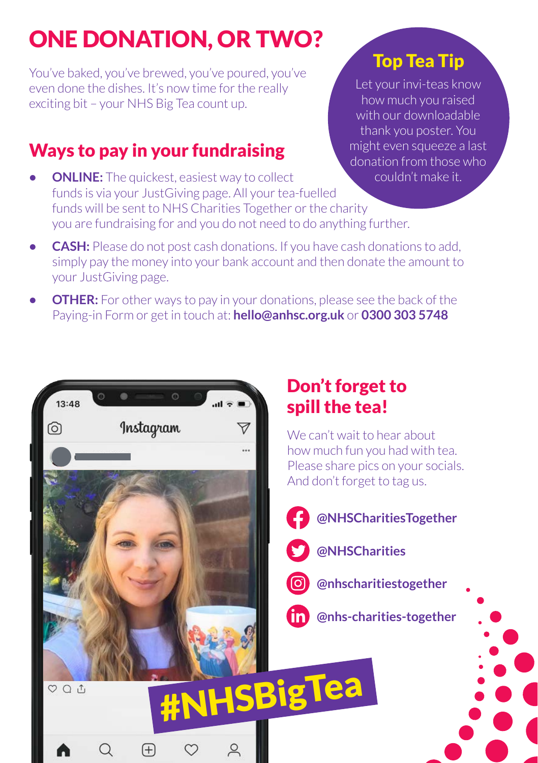# ONE DONATION, OR TWO?

You've baked, you've brewed, you've poured, you've even done the dishes. It's now time for the really exciting bit – your NHS Big Tea count up.

### Top Tea Tip

Let your invi-teas know how much you raised with our downloadable thank you poster. You might even squeeze a last donation from those who couldn't make it.

## Ways to pay in your fundraising

- **ONLINE:** The quickest, easiest way to collect funds is via your JustGiving page. All your tea-fuelled funds will be sent to NHS Charities Together or the charity you are fundraising for and you do not need to do anything further.
- **CASH:** Please do not post cash donations. If you have cash donations to add, simply pay the money into your bank account and then donate the amount to your JustGiving page.
- **OTHER:** For other ways to pay in your donations, please see the back of the Paying-in Form or get in touch at: **hello@anhsc.org.uk** or **0300 303 5748**

## Don't forget to spill the tea!

We can't wait to hear about how much fun you had with tea. Please share pics on your socials. And don't forget to tag us.

- **@NHSCharitiesTogether**
- **@NHSCharities**
- **@nhscharitiestogether**
- **@nhs-charities-together**

#NHSBigTea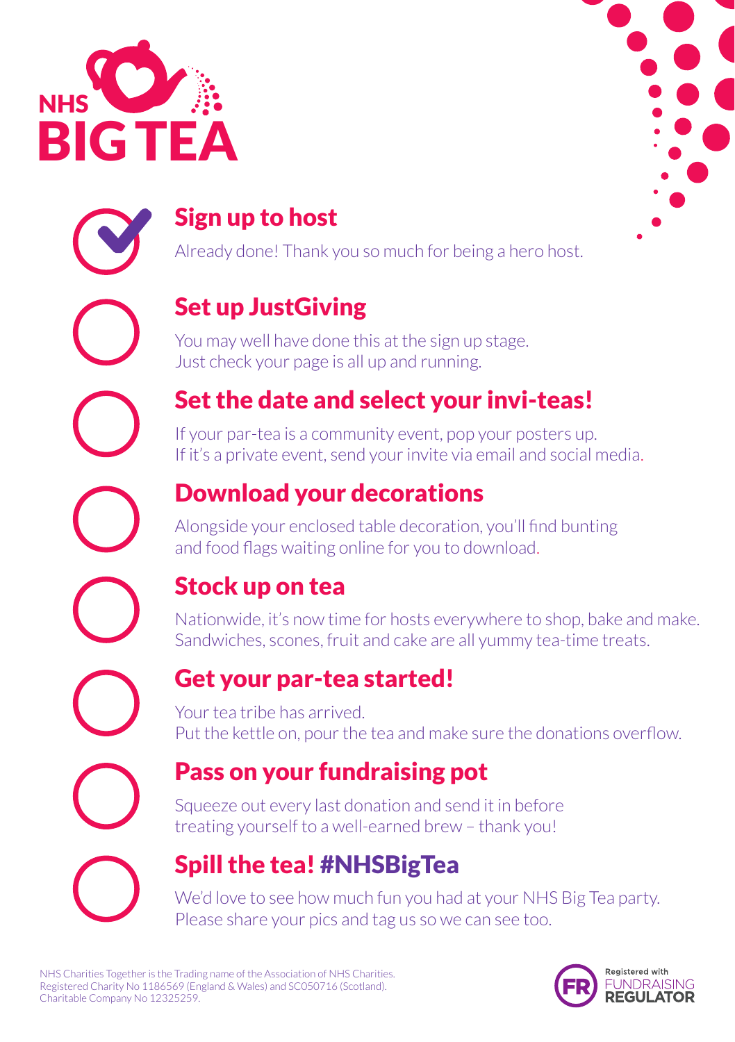# NHS BIG TEA

- [x] **Sign up to host**

  Already done! Thank you so much for being a hero host.

- [ ] **Set up JustGiving**

  You may well have done this at the sign up stage.
  Just check your page is all up and running.

- [ ] **Set the date and select your invi-teas!**

  If your par-tea is a community event, pop your posters up.
  If it's a private event, send your invite via email and social media.

- [ ] **Download your decorations**

  Alongside your enclosed table decoration, you'll find bunting and food flags waiting online for you to download.

- [ ] **Stock up on tea**

  Nationwide, it's now time for hosts everywhere to shop, bake and make.
  Sandwiches, scones, fruit and cake are all yummy tea-time treats.

- [ ] **Get your par-tea started!**

  Your tea tribe has arrived.
  Put the kettle on, pour the tea and make sure the donations overflow.

- [ ] **Pass on your fundraising pot**

  Squeeze out every last donation and send it in before treating yourself to a well-earned brew – thank you!

- [ ] **Spill the tea! #NHSBigTea**

  We'd love to see how much fun you had at your NHS Big Tea party.
  Please share your pics and tag us so we can see too.

NHS Charities Together is the Trading name of the Association of NHS Charities.
Registered Charity No 1186569 (England & Wales) and SC050716 (Scotland).
Charitable Company No 12325259.

Registered with FUNDRAISING REGULATOR